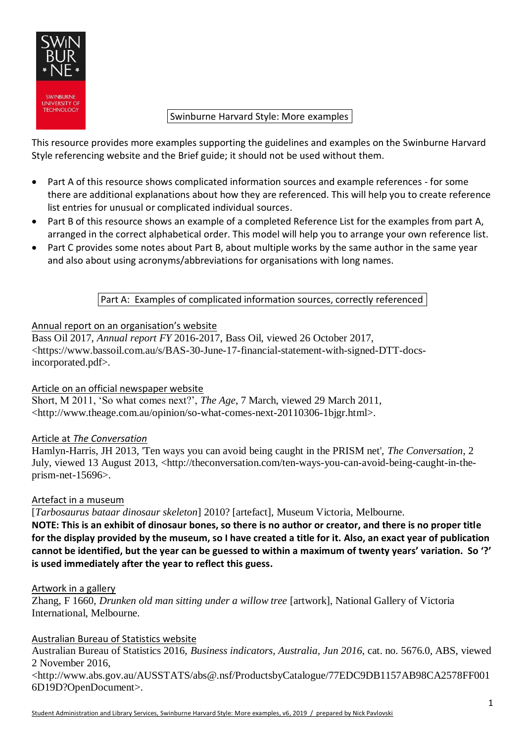# Swinburne Harvard Style: More examples

This resource provides more examples supporting the guidelines and examples on the Swinburne Harvard Style referencing website and the Brief guide; it should not be used without them.

- Part A of this resource shows complicated information sources and example references - for some there are additional explanations about how they are referenced. This will help you to create reference list entries for unusual or complicated individual sources.
- Part B of this resource shows an example of a completed Reference List for the examples from part A, arranged in the correct alphabetical order. This model will help you to arrange your own reference list.
- Part C provides some notes about Part B, about multiple works by the same author in the same year and also about using acronyms/abbreviations for organisations with long names.

## Part A: Examples of complicated information sources, correctly referenced

### Annual report on an organisation's website

Bass Oil 2017, *Annual report FY* 2016-2017, Bass Oil, viewed 26 October 2017, <https://www.bassoil.com.au/s/BAS-30-June-17-financial-statement-with-signed-DTT-docs-incorporated.pdf>.

### Article on an official newspaper website

Short, M 2011, 'So what comes next?', *The Age*, 7 March, viewed 29 March 2011, <http://www.theage.com.au/opinion/so-what-comes-next-20110306-1bjgr.html>.

### Article at *The Conversation*

Hamlyn-Harris, JH 2013, 'Ten ways you can avoid being caught in the PRISM net', *The Conversation*, 2 July, viewed 13 August 2013, <http://theconversation.com/ten-ways-you-can-avoid-being-caught-in-the-prism-net-15696>.

### Artefact in a museum

[*Tarbosaurus bataar dinosaur skeleton*] 2010? [artefact], Museum Victoria, Melbourne.

**NOTE: This is an exhibit of dinosaur bones, so there is no author or creator, and there is no proper title for the display provided by the museum, so I have created a title for it. Also, an exact year of publication cannot be identified, but the year can be guessed to within a maximum of twenty years' variation. So '?' is used immediately after the year to reflect this guess.**

### Artwork in a gallery

Zhang, F 1660, *Drunken old man sitting under a willow tree* [artwork], National Gallery of Victoria International, Melbourne.

### Australian Bureau of Statistics website

Australian Bureau of Statistics 2016, *Business indicators, Australia, Jun 2016*, cat. no. 5676.0, ABS, viewed 2 November 2016, <http://www.abs.gov.au/AUSSTATS/abs@.nsf/ProductsbyCatalogue/77EDC9DB1157AB98CA2578FF0016D19D?OpenDocument>.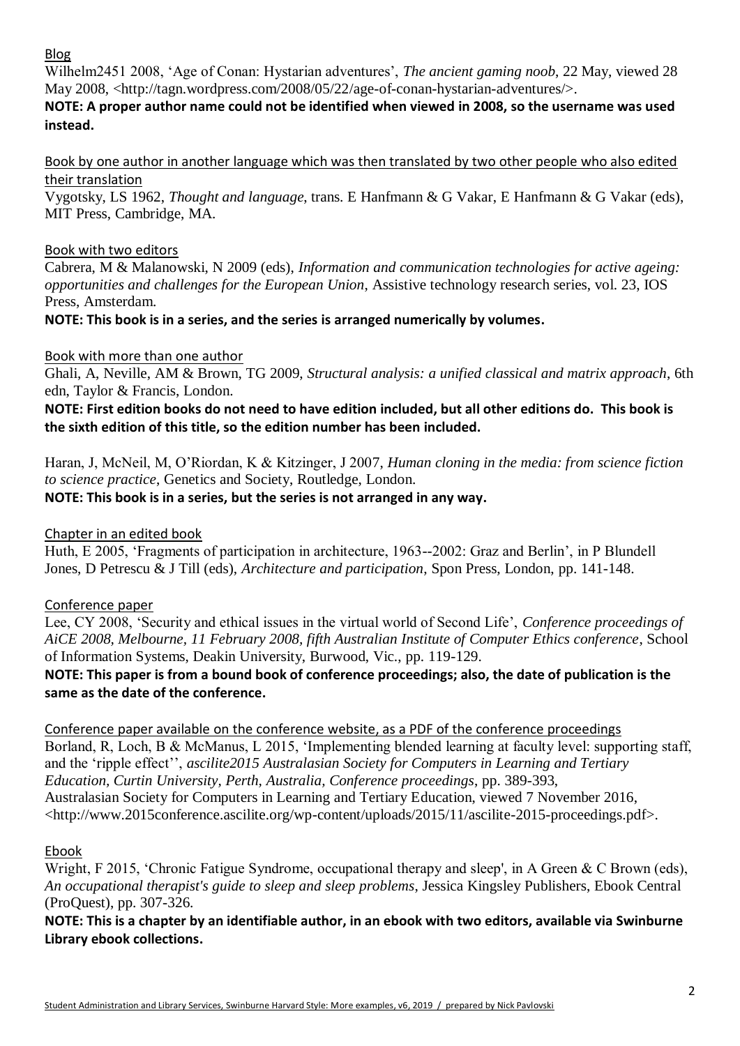Blog

Wilhelm2451 2008, 'Age of Conan: Hystarian adventures', *The ancient gaming noob*, 22 May, viewed 28 May 2008, <http://tagn.wordpress.com/2008/05/22/age-of-conan-hystarian-adventures/>.

**NOTE: A proper author name could not be identified when viewed in 2008, so the username was used instead.**

Book by one author in another language which was then translated by two other people who also edited their translation

Vygotsky, LS 1962, *Thought and language*, trans. E Hanfmann & G Vakar, E Hanfmann & G Vakar (eds), MIT Press, Cambridge, MA.

Book with two editors

Cabrera, M & Malanowski, N 2009 (eds), *Information and communication technologies for active ageing: opportunities and challenges for the European Union*, Assistive technology research series, vol. 23, IOS Press, Amsterdam.

**NOTE: This book is in a series, and the series is arranged numerically by volumes.**

Book with more than one author

Ghali, A, Neville, AM & Brown, TG 2009, *Structural analysis: a unified classical and matrix approach*, 6th edn, Taylor & Francis, London.

**NOTE: First edition books do not need to have edition included, but all other editions do. This book is the sixth edition of this title, so the edition number has been included.**

Haran, J, McNeil, M, O'Riordan, K & Kitzinger, J 2007, *Human cloning in the media: from science fiction to science practice*, Genetics and Society, Routledge, London.

**NOTE: This book is in a series, but the series is not arranged in any way.**

Chapter in an edited book

Huth, E 2005, 'Fragments of participation in architecture, 1963--2002: Graz and Berlin', in P Blundell Jones, D Petrescu & J Till (eds), *Architecture and participation*, Spon Press, London, pp. 141-148.

Conference paper

Lee, CY 2008, 'Security and ethical issues in the virtual world of Second Life', *Conference proceedings of AiCE 2008, Melbourne, 11 February 2008, fifth Australian Institute of Computer Ethics conference*, School of Information Systems, Deakin University, Burwood, Vic., pp. 119-129.

**NOTE: This paper is from a bound book of conference proceedings; also, the date of publication is the same as the date of the conference.**

Conference paper available on the conference website, as a PDF of the conference proceedings

Borland, R, Loch, B & McManus, L 2015, 'Implementing blended learning at faculty level: supporting staff, and the 'ripple effect'', *ascilite2015 Australasian Society for Computers in Learning and Tertiary Education, Curtin University, Perth, Australia, Conference proceedings*, pp. 389-393, Australasian Society for Computers in Learning and Tertiary Education, viewed 7 November 2016, <http://www.2015conference.ascilite.org/wp-content/uploads/2015/11/ascilite-2015-proceedings.pdf>.

Ebook

Wright, F 2015, 'Chronic Fatigue Syndrome, occupational therapy and sleep', in A Green & C Brown (eds), *An occupational therapist's guide to sleep and sleep problems*, Jessica Kingsley Publishers, Ebook Central (ProQuest), pp. 307-326.

**NOTE: This is a chapter by an identifiable author, in an ebook with two editors, available via Swinburne Library ebook collections.**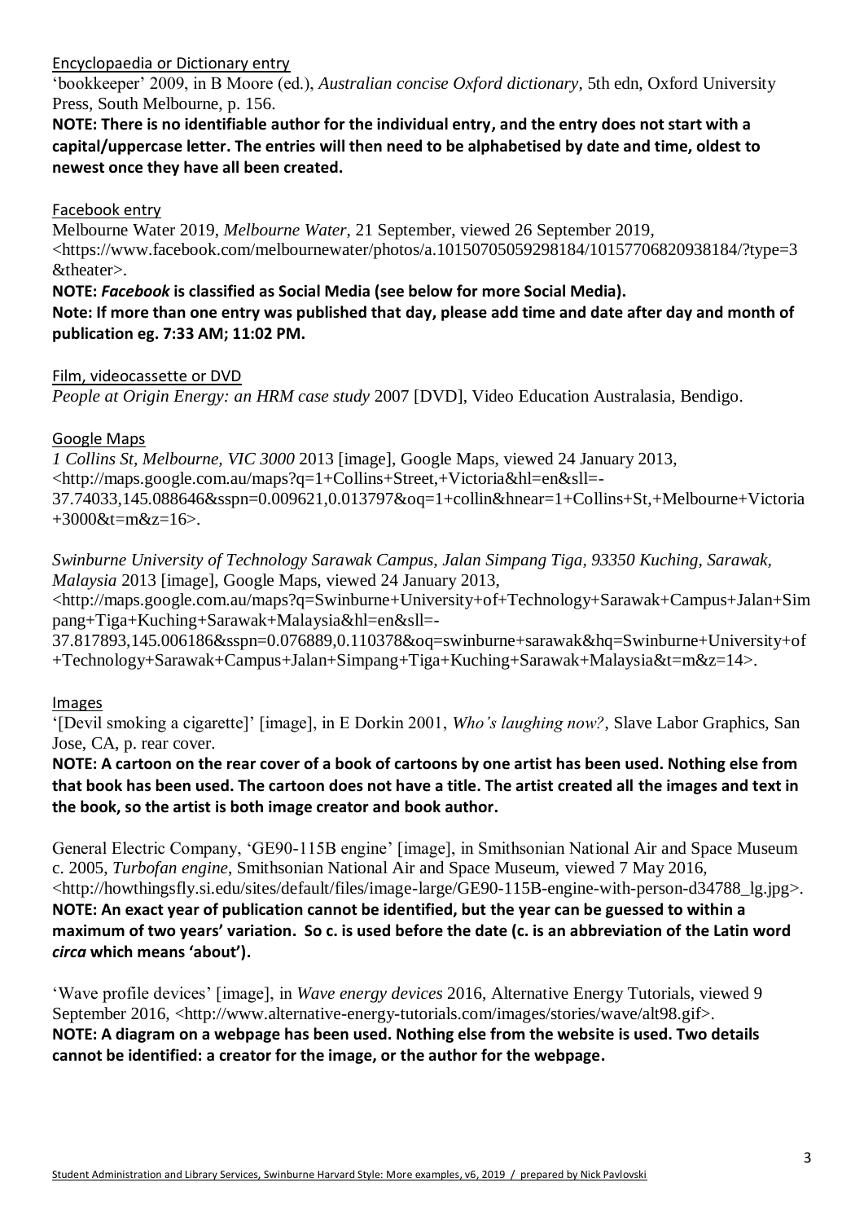Encyclopaedia or Dictionary entry

'bookkeeper' 2009, in B Moore (ed.), *Australian concise Oxford dictionary*, 5th edn, Oxford University Press, South Melbourne, p. 156.

**NOTE: There is no identifiable author for the individual entry, and the entry does not start with a capital/uppercase letter. The entries will then need to be alphabetised by date and time, oldest to newest once they have all been created.**

Facebook entry

Melbourne Water 2019, *Melbourne Water*, 21 September, viewed 26 September 2019, <https://www.facebook.com/melbournewater/photos/a.10150705059298184/10157706820938184/?type=3&theater>.

**NOTE: *Facebook* is classified as Social Media (see below for more Social Media).**

**Note: If more than one entry was published that day, please add time and date after day and month of publication eg. 7:33 AM; 11:02 PM.**

Film, videocassette or DVD

*People at Origin Energy: an HRM case study* 2007 [DVD], Video Education Australasia, Bendigo.

Google Maps

*1 Collins St, Melbourne, VIC 3000* 2013 [image], Google Maps, viewed 24 January 2013, <http://maps.google.com.au/maps?q=1+Collins+Street,+Victoria&hl=en&sll=-37.74033,145.088646&sspn=0.009621,0.013797&oq=1+collin&hnear=1+Collins+St,+Melbourne+Victoria+3000&t=m&z=16>.

*Swinburne University of Technology Sarawak Campus, Jalan Simpang Tiga, 93350 Kuching, Sarawak, Malaysia* 2013 [image], Google Maps, viewed 24 January 2013, <http://maps.google.com.au/maps?q=Swinburne+University+of+Technology+Sarawak+Campus+Jalan+Simpang+Tiga+Kuching+Sarawak+Malaysia&hl=en&sll=-37.817893,145.006186&sspn=0.076889,0.110378&oq=swinburne+sarawak&hq=Swinburne+University+of+Technology+Sarawak+Campus+Jalan+Simpang+Tiga+Kuching+Sarawak+Malaysia&t=m&z=14>.

Images

'[Devil smoking a cigarette]' [image], in E Dorkin 2001, *Who's laughing now?*, Slave Labor Graphics, San Jose, CA, p. rear cover.

**NOTE: A cartoon on the rear cover of a book of cartoons by one artist has been used. Nothing else from that book has been used. The cartoon does not have a title. The artist created all the images and text in the book, so the artist is both image creator and book author.**

General Electric Company, 'GE90-115B engine' [image], in Smithsonian National Air and Space Museum c. 2005, *Turbofan engine*, Smithsonian National Air and Space Museum, viewed 7 May 2016, <http://howthingsfly.si.edu/sites/default/files/image-large/GE90-115B-engine-with-person-d34788_lg.jpg>.

**NOTE: An exact year of publication cannot be identified, but the year can be guessed to within a maximum of two years' variation. So c. is used before the date (c. is an abbreviation of the Latin word *circa* which means 'about').**

'Wave profile devices' [image], in *Wave energy devices* 2016, Alternative Energy Tutorials, viewed 9 September 2016, <http://www.alternative-energy-tutorials.com/images/stories/wave/alt98.gif>.

**NOTE: A diagram on a webpage has been used. Nothing else from the website is used. Two details cannot be identified: a creator for the image, or the author for the webpage.**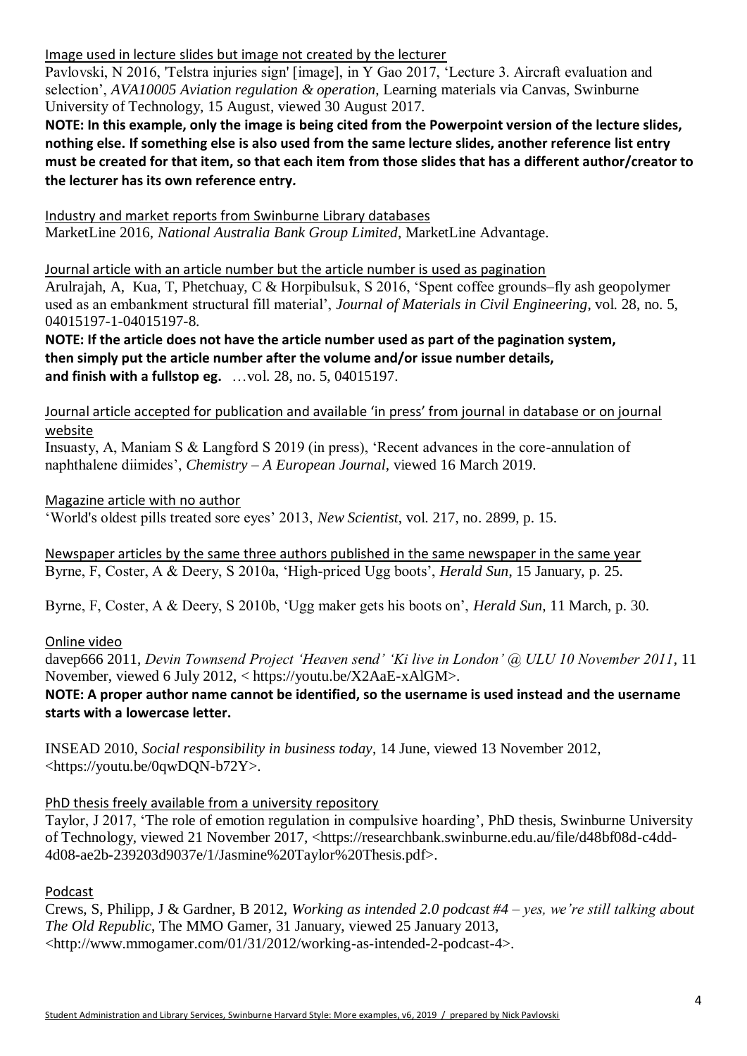Image used in lecture slides but image not created by the lecturer

Pavlovski, N 2016, 'Telstra injuries sign' [image], in Y Gao 2017, 'Lecture 3. Aircraft evaluation and selection', *AVA10005 Aviation regulation & operation*, Learning materials via Canvas, Swinburne University of Technology, 15 August, viewed 30 August 2017.

**NOTE: In this example, only the image is being cited from the Powerpoint version of the lecture slides, nothing else. If something else is also used from the same lecture slides, another reference list entry must be created for that item, so that each item from those slides that has a different author/creator to the lecturer has its own reference entry.**

Industry and market reports from Swinburne Library databases

MarketLine 2016, *National Australia Bank Group Limited*, MarketLine Advantage.

Journal article with an article number but the article number is used as pagination

Arulrajah, A, Kua, T, Phetchuay, C & Horpibulsuk, S 2016, 'Spent coffee grounds–fly ash geopolymer used as an embankment structural fill material', *Journal of Materials in Civil Engineering*, vol. 28, no. 5, 04015197-1-04015197-8.

**NOTE: If the article does not have the article number used as part of the pagination system, then simply put the article number after the volume and/or issue number details, and finish with a fullstop eg.** …vol. 28, no. 5, 04015197.

Journal article accepted for publication and available 'in press' from journal in database or on journal website

Insuasty, A, Maniam S & Langford S 2019 (in press), 'Recent advances in the core-annulation of naphthalene diimides', *Chemistry – A European Journal*, viewed 16 March 2019.

Magazine article with no author

'World's oldest pills treated sore eyes' 2013, *New Scientist*, vol. 217, no. 2899, p. 15.

Newspaper articles by the same three authors published in the same newspaper in the same year

Byrne, F, Coster, A & Deery, S 2010a, 'High-priced Ugg boots', *Herald Sun*, 15 January, p. 25.

Byrne, F, Coster, A & Deery, S 2010b, 'Ugg maker gets his boots on', *Herald Sun*, 11 March, p. 30.

Online video

davep666 2011, *Devin Townsend Project 'Heaven send' 'Ki live in London' @ ULU 10 November 2011*, 11 November, viewed 6 July 2012, < https://youtu.be/X2AaE-xAlGM>.

**NOTE: A proper author name cannot be identified, so the username is used instead and the username starts with a lowercase letter.**

INSEAD 2010, *Social responsibility in business today*, 14 June, viewed 13 November 2012, <https://youtu.be/0qwDQN-b72Y>.

PhD thesis freely available from a university repository

Taylor, J 2017, 'The role of emotion regulation in compulsive hoarding', PhD thesis, Swinburne University of Technology, viewed 21 November 2017, <https://researchbank.swinburne.edu.au/file/d48bf08d-c4dd-4d08-ae2b-239203d9037e/1/Jasmine%20Taylor%20Thesis.pdf>.

Podcast

Crews, S, Philipp, J & Gardner, B 2012, *Working as intended 2.0 podcast #4 – yes, we're still talking about The Old Republic*, The MMO Gamer, 31 January, viewed 25 January 2013, <http://www.mmogamer.com/01/31/2012/working-as-intended-2-podcast-4>.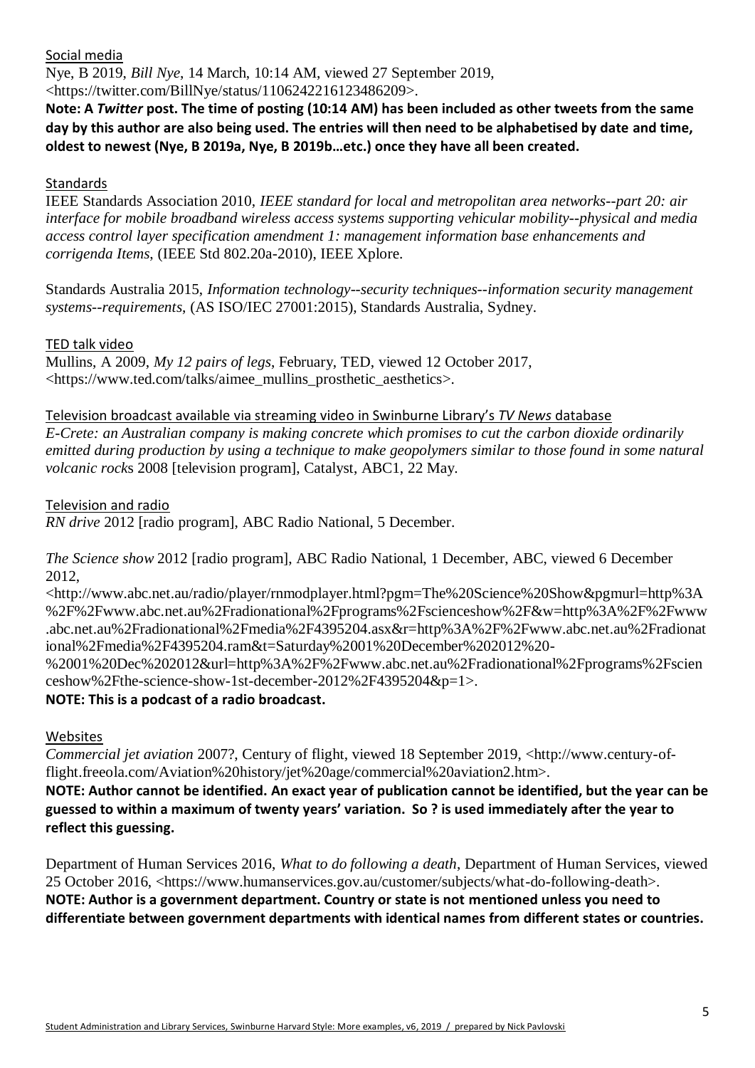Social media

Nye, B 2019, *Bill Nye*, 14 March, 10:14 AM, viewed 27 September 2019, <https://twitter.com/BillNye/status/1106242216123486209>.

**Note: A *Twitter* post. The time of posting (10:14 AM) has been included as other tweets from the same day by this author are also being used. The entries will then need to be alphabetised by date and time, oldest to newest (Nye, B 2019a, Nye, B 2019b…etc.) once they have all been created.**

Standards

IEEE Standards Association 2010, *IEEE standard for local and metropolitan area networks--part 20: air interface for mobile broadband wireless access systems supporting vehicular mobility--physical and media access control layer specification amendment 1: management information base enhancements and corrigenda Items*, (IEEE Std 802.20a-2010), IEEE Xplore.

Standards Australia 2015, *Information technology--security techniques--information security management systems--requirements*, (AS ISO/IEC 27001:2015), Standards Australia, Sydney.

TED talk video

Mullins, A 2009, *My 12 pairs of legs*, February, TED, viewed 12 October 2017, <https://www.ted.com/talks/aimee_mullins_prosthetic_aesthetics>.

Television broadcast available via streaming video in Swinburne Library's *TV News* database

*E-Crete: an Australian company is making concrete which promises to cut the carbon dioxide ordinarily emitted during production by using a technique to make geopolymers similar to those found in some natural volcanic rocks* 2008 [television program], Catalyst, ABC1, 22 May.

Television and radio

*RN drive* 2012 [radio program], ABC Radio National, 5 December.

*The Science show* 2012 [radio program], ABC Radio National, 1 December, ABC, viewed 6 December 2012, <http://www.abc.net.au/radio/player/rnmodplayer.html?pgm=The%20Science%20Show&pgmurl=http%3A%2F%2Fwww.abc.net.au%2Fradionational%2Fprograms%2Fscienceshow%2F&w=http%3A%2F%2Fwww.abc.net.au%2Fradionational%2Fmedia%2F4395204.asx&r=http%3A%2F%2Fwww.abc.net.au%2Fradionational%2Fmedia%2F4395204.ram&t=Saturday%2001%20December%202012%20-%2001%20Dec%202012&url=http%3A%2F%2Fwww.abc.net.au%2Fradionational%2Fprograms%2Fscienceshow%2Fthe-science-show-1st-december-2012%2F4395204&p=1>.

**NOTE: This is a podcast of a radio broadcast.**

Websites

*Commercial jet aviation* 2007?, Century of flight, viewed 18 September 2019, <http://www.century-of-flight.freeola.com/Aviation%20history/jet%20age/commercial%20aviation2.htm>.

**NOTE: Author cannot be identified. An exact year of publication cannot be identified, but the year can be guessed to within a maximum of twenty years' variation. So ? is used immediately after the year to reflect this guessing.**

Department of Human Services 2016, *What to do following a death*, Department of Human Services, viewed 25 October 2016, <https://www.humanservices.gov.au/customer/subjects/what-do-following-death>.

**NOTE: Author is a government department. Country or state is not mentioned unless you need to differentiate between government departments with identical names from different states or countries.**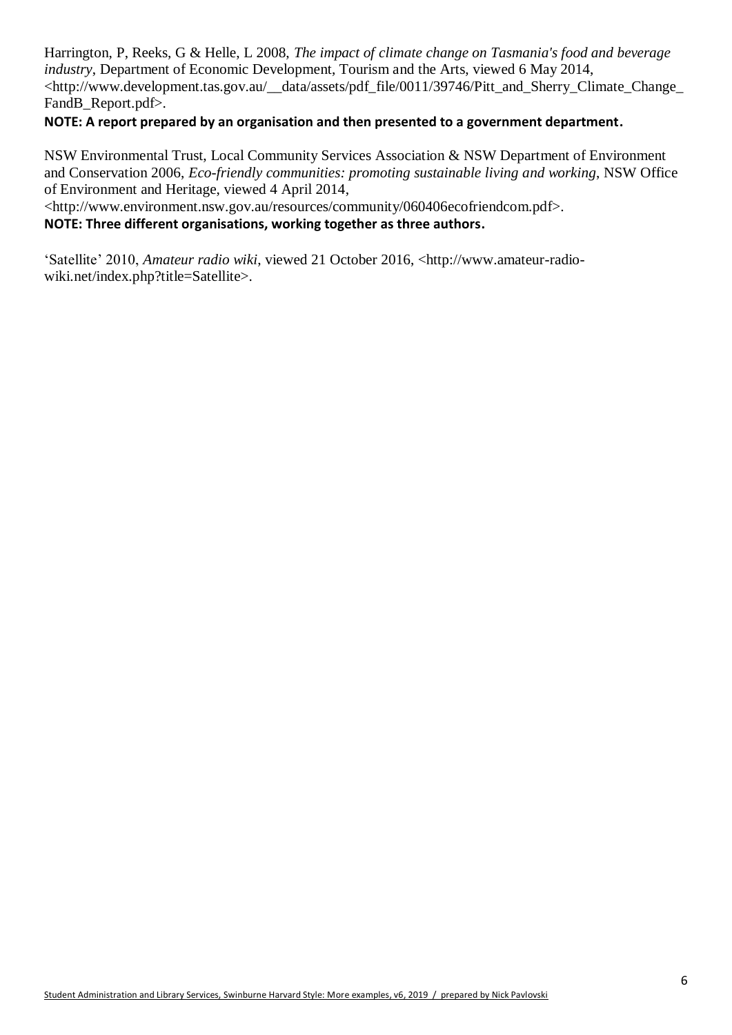Harrington, P, Reeks, G & Helle, L 2008, *The impact of climate change on Tasmania's food and beverage industry*, Department of Economic Development, Tourism and the Arts, viewed 6 May 2014, <http://www.development.tas.gov.au/__data/assets/pdf_file/0011/39746/Pitt_and_Sherry_Climate_Change_FandB_Report.pdf>.

**NOTE: A report prepared by an organisation and then presented to a government department.**

NSW Environmental Trust, Local Community Services Association & NSW Department of Environment and Conservation 2006, *Eco-friendly communities: promoting sustainable living and working*, NSW Office of Environment and Heritage, viewed 4 April 2014, <http://www.environment.nsw.gov.au/resources/community/060406ecofriendcom.pdf>.

**NOTE: Three different organisations, working together as three authors.**

'Satellite' 2010, *Amateur radio wiki*, viewed 21 October 2016, <http://www.amateur-radio-wiki.net/index.php?title=Satellite>.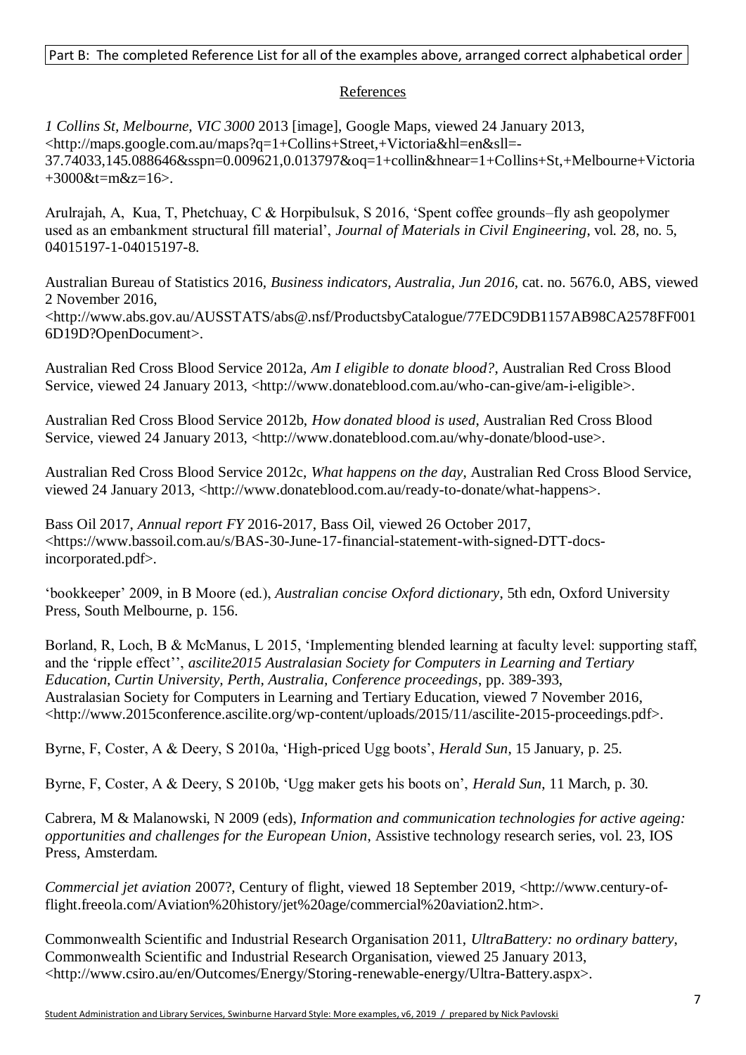Part B: The completed Reference List for all of the examples above, arranged correct alphabetical order

## References

*1 Collins St, Melbourne, VIC 3000* 2013 [image], Google Maps, viewed 24 January 2013, <http://maps.google.com.au/maps?q=1+Collins+Street,+Victoria&hl=en&sll=-37.74033,145.088646&sspn=0.009621,0.013797&oq=1+collin&hnear=1+Collins+St,+Melbourne+Victoria+3000&t=m&z=16>.

Arulrajah, A, Kua, T, Phetchuay, C & Horpibulsuk, S 2016, 'Spent coffee grounds–fly ash geopolymer used as an embankment structural fill material', *Journal of Materials in Civil Engineering*, vol. 28, no. 5, 04015197-1-04015197-8.

Australian Bureau of Statistics 2016, *Business indicators, Australia, Jun 2016*, cat. no. 5676.0, ABS, viewed 2 November 2016, <http://www.abs.gov.au/AUSSTATS/abs@.nsf/ProductsbyCatalogue/77EDC9DB1157AB98CA2578FF0016D19D?OpenDocument>.

Australian Red Cross Blood Service 2012a, *Am I eligible to donate blood?*, Australian Red Cross Blood Service, viewed 24 January 2013, <http://www.donateblood.com.au/who-can-give/am-i-eligible>.

Australian Red Cross Blood Service 2012b, *How donated blood is used*, Australian Red Cross Blood Service, viewed 24 January 2013, <http://www.donateblood.com.au/why-donate/blood-use>.

Australian Red Cross Blood Service 2012c, *What happens on the day*, Australian Red Cross Blood Service, viewed 24 January 2013, <http://www.donateblood.com.au/ready-to-donate/what-happens>.

Bass Oil 2017, *Annual report FY* 2016-2017, Bass Oil, viewed 26 October 2017, <https://www.bassoil.com.au/s/BAS-30-June-17-financial-statement-with-signed-DTT-docs-incorporated.pdf>.

'bookkeeper' 2009, in B Moore (ed.), *Australian concise Oxford dictionary*, 5th edn, Oxford University Press, South Melbourne, p. 156.

Borland, R, Loch, B & McManus, L 2015, 'Implementing blended learning at faculty level: supporting staff, and the 'ripple effect'', *ascilite2015 Australasian Society for Computers in Learning and Tertiary Education, Curtin University, Perth, Australia, Conference proceedings*, pp. 389-393, Australasian Society for Computers in Learning and Tertiary Education, viewed 7 November 2016, <http://www.2015conference.ascilite.org/wp-content/uploads/2015/11/ascilite-2015-proceedings.pdf>.

Byrne, F, Coster, A & Deery, S 2010a, 'High-priced Ugg boots', *Herald Sun*, 15 January, p. 25.

Byrne, F, Coster, A & Deery, S 2010b, 'Ugg maker gets his boots on', *Herald Sun*, 11 March, p. 30.

Cabrera, M & Malanowski, N 2009 (eds), *Information and communication technologies for active ageing: opportunities and challenges for the European Union*, Assistive technology research series, vol. 23, IOS Press, Amsterdam.

*Commercial jet aviation* 2007?, Century of flight, viewed 18 September 2019, <http://www.century-of-flight.freeola.com/Aviation%20history/jet%20age/commercial%20aviation2.htm>.

Commonwealth Scientific and Industrial Research Organisation 2011, *UltraBattery: no ordinary battery*, Commonwealth Scientific and Industrial Research Organisation, viewed 25 January 2013, <http://www.csiro.au/en/Outcomes/Energy/Storing-renewable-energy/Ultra-Battery.aspx>.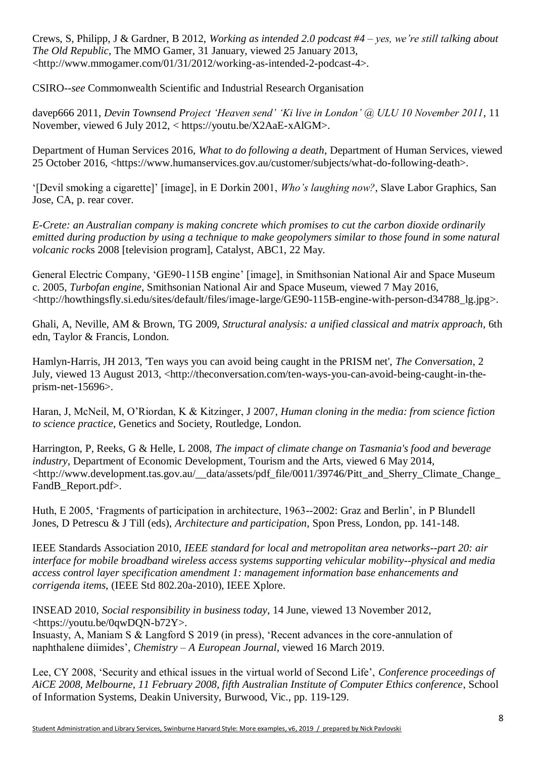Crews, S, Philipp, J & Gardner, B 2012, *Working as intended 2.0 podcast #4 – yes, we're still talking about The Old Republic*, The MMO Gamer, 31 January, viewed 25 January 2013, <http://www.mmogamer.com/01/31/2012/working-as-intended-2-podcast-4>.

CSIRO--*see* Commonwealth Scientific and Industrial Research Organisation

davep666 2011, *Devin Townsend Project 'Heaven send' 'Ki live in London' @ ULU 10 November 2011*, 11 November, viewed 6 July 2012, < https://youtu.be/X2AaE-xAlGM>.

Department of Human Services 2016, *What to do following a death*, Department of Human Services, viewed 25 October 2016, <https://www.humanservices.gov.au/customer/subjects/what-do-following-death>.

'[Devil smoking a cigarette]' [image], in E Dorkin 2001, *Who's laughing now?*, Slave Labor Graphics, San Jose, CA, p. rear cover.

*E-Crete: an Australian company is making concrete which promises to cut the carbon dioxide ordinarily emitted during production by using a technique to make geopolymers similar to those found in some natural volcanic rocks* 2008 [television program], Catalyst, ABC1, 22 May.

General Electric Company, 'GE90-115B engine' [image], in Smithsonian National Air and Space Museum c. 2005, *Turbofan engine*, Smithsonian National Air and Space Museum, viewed 7 May 2016, <http://howthingsfly.si.edu/sites/default/files/image-large/GE90-115B-engine-with-person-d34788_lg.jpg>.

Ghali, A, Neville, AM & Brown, TG 2009, *Structural analysis: a unified classical and matrix approach*, 6th edn, Taylor & Francis, London.

Hamlyn-Harris, JH 2013, 'Ten ways you can avoid being caught in the PRISM net', *The Conversation*, 2 July, viewed 13 August 2013, <http://theconversation.com/ten-ways-you-can-avoid-being-caught-in-the-prism-net-15696>.

Haran, J, McNeil, M, O'Riordan, K & Kitzinger, J 2007, *Human cloning in the media: from science fiction to science practice*, Genetics and Society, Routledge, London.

Harrington, P, Reeks, G & Helle, L 2008, *The impact of climate change on Tasmania's food and beverage industry*, Department of Economic Development, Tourism and the Arts, viewed 6 May 2014, <http://www.development.tas.gov.au/__data/assets/pdf_file/0011/39746/Pitt_and_Sherry_Climate_Change_FandB_Report.pdf>.

Huth, E 2005, 'Fragments of participation in architecture, 1963--2002: Graz and Berlin', in P Blundell Jones, D Petrescu & J Till (eds), *Architecture and participation*, Spon Press, London, pp. 141-148.

IEEE Standards Association 2010, *IEEE standard for local and metropolitan area networks--part 20: air interface for mobile broadband wireless access systems supporting vehicular mobility--physical and media access control layer specification amendment 1: management information base enhancements and corrigenda items*, (IEEE Std 802.20a-2010), IEEE Xplore.

INSEAD 2010, *Social responsibility in business today*, 14 June, viewed 13 November 2012, <https://youtu.be/0qwDQN-b72Y>.
Insuasty, A, Maniam S & Langford S 2019 (in press), 'Recent advances in the core-annulation of naphthalene diimides', *Chemistry – A European Journal*, viewed 16 March 2019.

Lee, CY 2008, 'Security and ethical issues in the virtual world of Second Life', *Conference proceedings of AiCE 2008, Melbourne, 11 February 2008, fifth Australian Institute of Computer Ethics conference*, School of Information Systems, Deakin University, Burwood, Vic., pp. 119-129.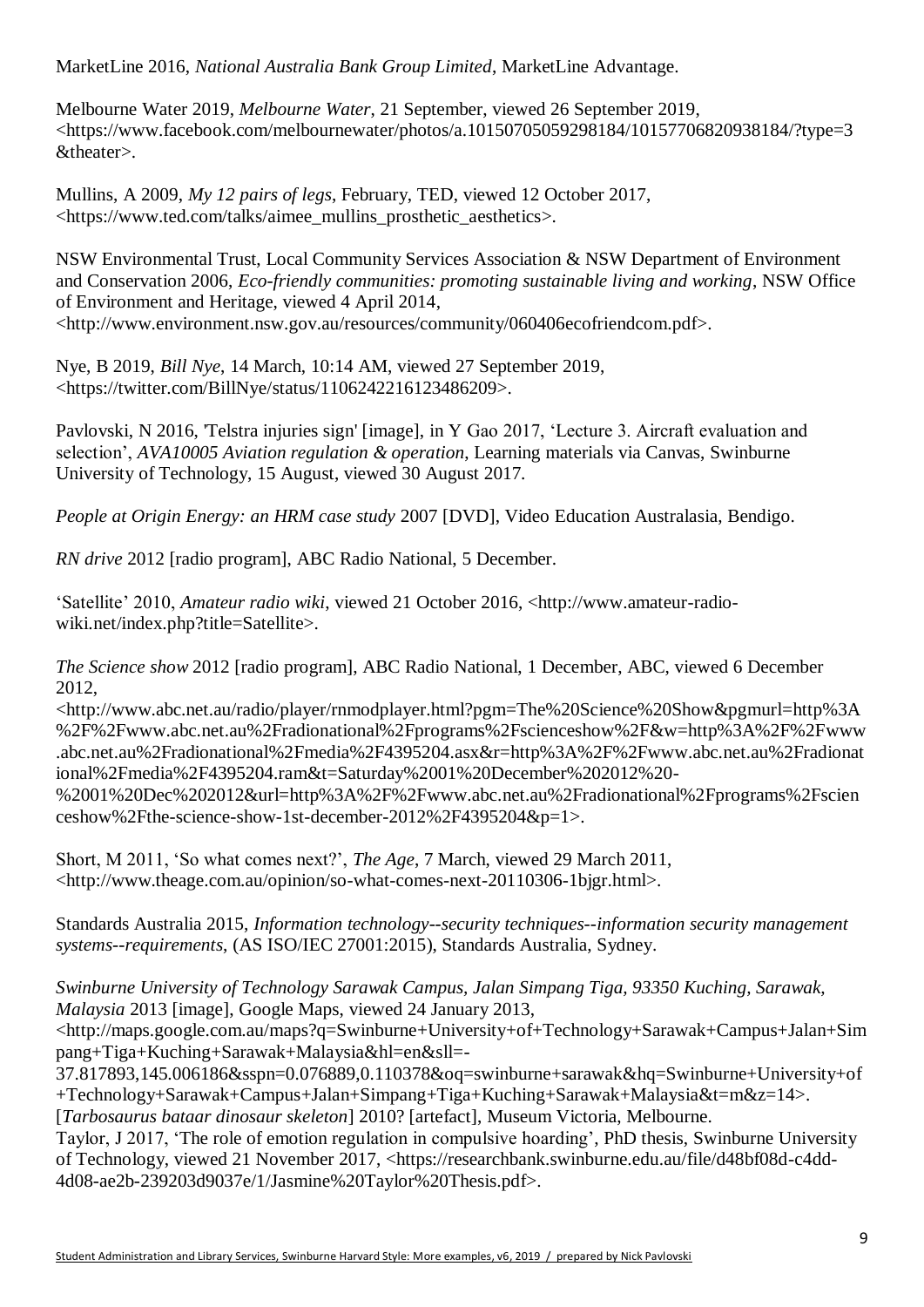MarketLine 2016, *National Australia Bank Group Limited*, MarketLine Advantage.

Melbourne Water 2019, *Melbourne Water*, 21 September, viewed 26 September 2019, <https://www.facebook.com/melbournewater/photos/a.10150705059298184/10157706820938184/?type=3&theater>.

Mullins, A 2009, *My 12 pairs of legs*, February, TED, viewed 12 October 2017, <https://www.ted.com/talks/aimee_mullins_prosthetic_aesthetics>.

NSW Environmental Trust, Local Community Services Association & NSW Department of Environment and Conservation 2006, *Eco-friendly communities: promoting sustainable living and working*, NSW Office of Environment and Heritage, viewed 4 April 2014, <http://www.environment.nsw.gov.au/resources/community/060406ecofriendcom.pdf>.

Nye, B 2019, *Bill Nye*, 14 March, 10:14 AM, viewed 27 September 2019, <https://twitter.com/BillNye/status/1106242216123486209>.

Pavlovski, N 2016, 'Telstra injuries sign' [image], in Y Gao 2017, 'Lecture 3. Aircraft evaluation and selection', *AVA10005 Aviation regulation & operation*, Learning materials via Canvas, Swinburne University of Technology, 15 August, viewed 30 August 2017.

*People at Origin Energy: an HRM case study* 2007 [DVD], Video Education Australasia, Bendigo.

*RN drive* 2012 [radio program], ABC Radio National, 5 December.

'Satellite' 2010, *Amateur radio wiki*, viewed 21 October 2016, <http://www.amateur-radio-wiki.net/index.php?title=Satellite>.

*The Science show* 2012 [radio program], ABC Radio National, 1 December, ABC, viewed 6 December 2012, <http://www.abc.net.au/radio/player/rnmodplayer.html?pgm=The%20Science%20Show&pgmurl=http%3A%2F%2Fwww.abc.net.au%2Fradionational%2Fprograms%2Fscienceshow%2F&w=http%3A%2F%2Fwww.abc.net.au%2Fradionational%2Fmedia%2F4395204.asx&r=http%3A%2F%2Fwww.abc.net.au%2Fradionational%2Fmedia%2F4395204.ram&t=Saturday%2001%20December%202012%20-%2001%20Dec%202012&url=http%3A%2F%2Fwww.abc.net.au%2Fradionational%2Fprograms%2Fscienceshow%2Fthe-science-show-1st-december-2012%2F4395204&p=1>.

Short, M 2011, 'So what comes next?', *The Age*, 7 March, viewed 29 March 2011, <http://www.theage.com.au/opinion/so-what-comes-next-20110306-1bjgr.html>.

Standards Australia 2015, *Information technology--security techniques--information security management systems--requirements*, (AS ISO/IEC 27001:2015), Standards Australia, Sydney.

*Swinburne University of Technology Sarawak Campus, Jalan Simpang Tiga, 93350 Kuching, Sarawak, Malaysia* 2013 [image], Google Maps, viewed 24 January 2013, <http://maps.google.com.au/maps?q=Swinburne+University+of+Technology+Sarawak+Campus+Jalan+Simpang+Tiga+Kuching+Sarawak+Malaysia&hl=en&sll=-37.817893,145.006186&sspn=0.076889,0.110378&oq=swinburne+sarawak&hq=Swinburne+University+of+Technology+Sarawak+Campus+Jalan+Simpang+Tiga+Kuching+Sarawak+Malaysia&t=m&z=14>.

[*Tarbosaurus bataar dinosaur skeleton*] 2010? [artefact], Museum Victoria, Melbourne.

Taylor, J 2017, 'The role of emotion regulation in compulsive hoarding', PhD thesis, Swinburne University of Technology, viewed 21 November 2017, <https://researchbank.swinburne.edu.au/file/d48bf08d-c4dd-4d08-ae2b-239203d9037e/1/Jasmine%20Taylor%20Thesis.pdf>.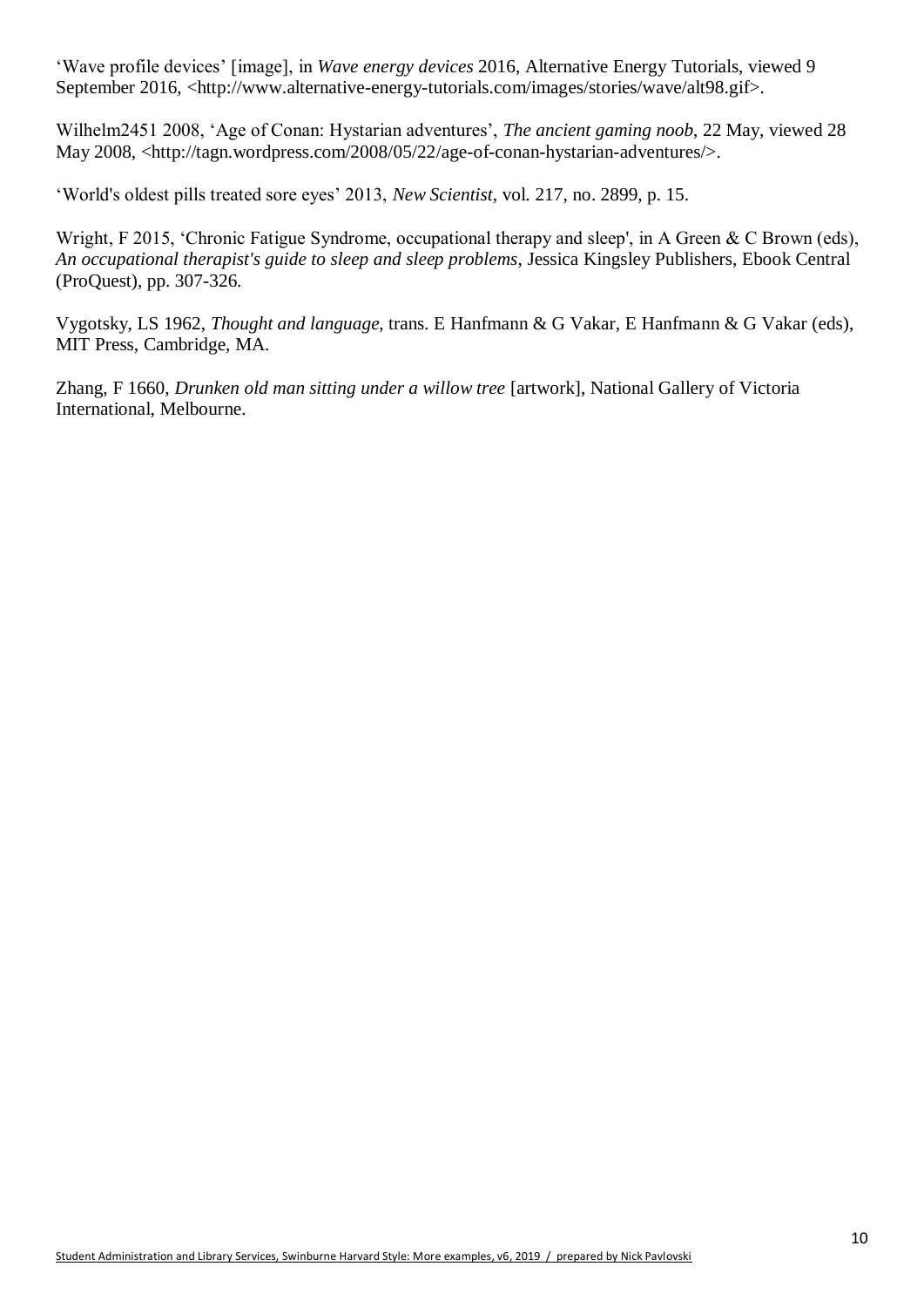'Wave profile devices' [image], in *Wave energy devices* 2016, Alternative Energy Tutorials, viewed 9 September 2016, <http://www.alternative-energy-tutorials.com/images/stories/wave/alt98.gif>.

Wilhelm2451 2008, 'Age of Conan: Hystarian adventures', *The ancient gaming noob*, 22 May, viewed 28 May 2008, <http://tagn.wordpress.com/2008/05/22/age-of-conan-hystarian-adventures/>.

'World's oldest pills treated sore eyes' 2013, *New Scientist*, vol. 217, no. 2899, p. 15.

Wright, F 2015, 'Chronic Fatigue Syndrome, occupational therapy and sleep', in A Green & C Brown (eds), *An occupational therapist's guide to sleep and sleep problems*, Jessica Kingsley Publishers, Ebook Central (ProQuest), pp. 307-326.

Vygotsky, LS 1962, *Thought and language*, trans. E Hanfmann & G Vakar, E Hanfmann & G Vakar (eds), MIT Press, Cambridge, MA.

Zhang, F 1660, *Drunken old man sitting under a willow tree* [artwork], National Gallery of Victoria International, Melbourne.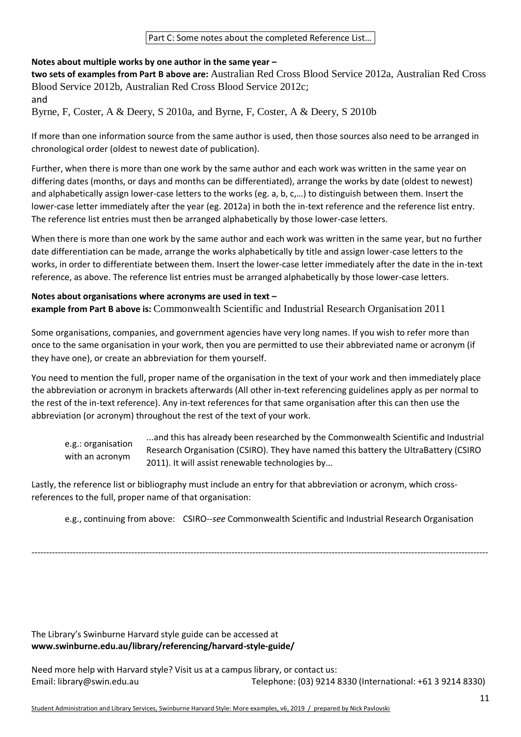Part C: Some notes about the completed Reference List…

**Notes about multiple works by one author in the same year –**
**two sets of examples from Part B above are:** Australian Red Cross Blood Service 2012a, Australian Red Cross Blood Service 2012b, Australian Red Cross Blood Service 2012c;
and
Byrne, F, Coster, A & Deery, S 2010a, and Byrne, F, Coster, A & Deery, S 2010b

If more than one information source from the same author is used, then those sources also need to be arranged in chronological order (oldest to newest date of publication).

Further, when there is more than one work by the same author and each work was written in the same year on differing dates (months, or days and months can be differentiated), arrange the works by date (oldest to newest) and alphabetically assign lower-case letters to the works (eg. a, b, c,…) to distinguish between them. Insert the lower-case letter immediately after the year (eg. 2012a) in both the in-text reference and the reference list entry. The reference list entries must then be arranged alphabetically by those lower-case letters.

When there is more than one work by the same author and each work was written in the same year, but no further date differentiation can be made, arrange the works alphabetically by title and assign lower-case letters to the works, in order to differentiate between them. Insert the lower-case letter immediately after the date in the in-text reference, as above. The reference list entries must be arranged alphabetically by those lower-case letters.

**Notes about organisations where acronyms are used in text –**
**example from Part B above is:** Commonwealth Scientific and Industrial Research Organisation 2011

Some organisations, companies, and government agencies have very long names. If you wish to refer more than once to the same organisation in your work, then you are permitted to use their abbreviated name or acronym (if they have one), or create an abbreviation for them yourself.

You need to mention the full, proper name of the organisation in the text of your work and then immediately place the abbreviation or acronym in brackets afterwards (All other in-text referencing guidelines apply as per normal to the rest of the in-text reference). Any in-text references for that same organisation after this can then use the abbreviation (or acronym) throughout the rest of the text of your work.

| | |
|---|---|
| e.g.: organisation with an acronym | ...and this has already been researched by the Commonwealth Scientific and Industrial Research Organisation (CSIRO). They have named this battery the UltraBattery (CSIRO 2011). It will assist renewable technologies by... |

Lastly, the reference list or bibliography must include an entry for that abbreviation or acronym, which cross-references to the full, proper name of that organisation:

e.g., continuing from above: CSIRO--*see* Commonwealth Scientific and Industrial Research Organisation

---

The Library's Swinburne Harvard style guide can be accessed at
**www.swinburne.edu.au/library/referencing/harvard-style-guide/**

Need more help with Harvard style? Visit us at a campus library, or contact us:
Email: library@swin.edu.au Telephone: (03) 9214 8330 (International: +61 3 9214 8330)

Student Administration and Library Services, Swinburne Harvard Style: More examples, v6, 2019 / prepared by Nick Pavlovski